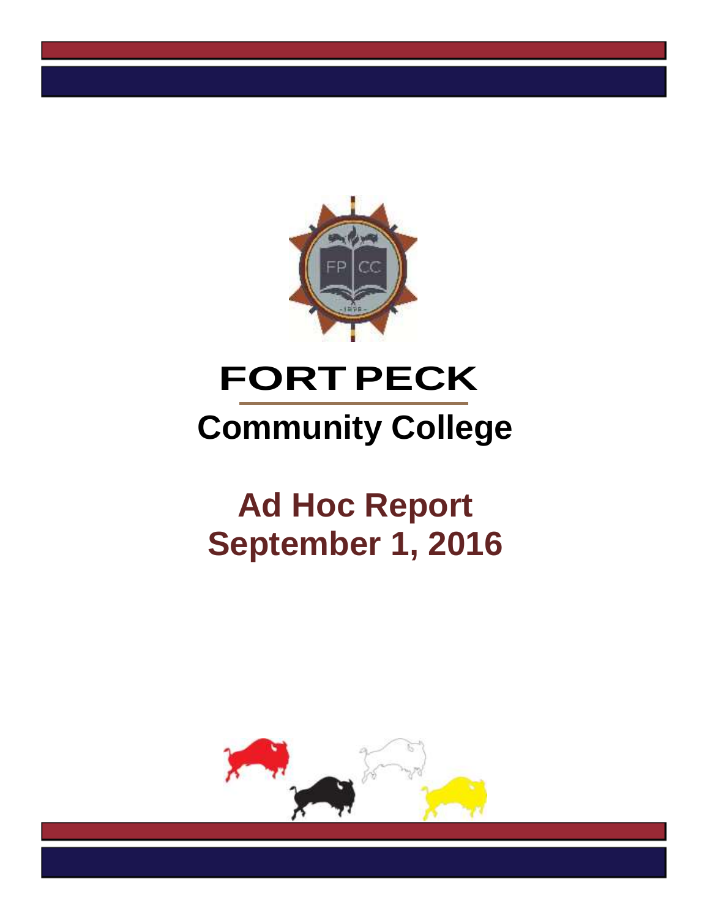# FORT PECK

## Community College

# Ad Hoc Report
# September 1, 2016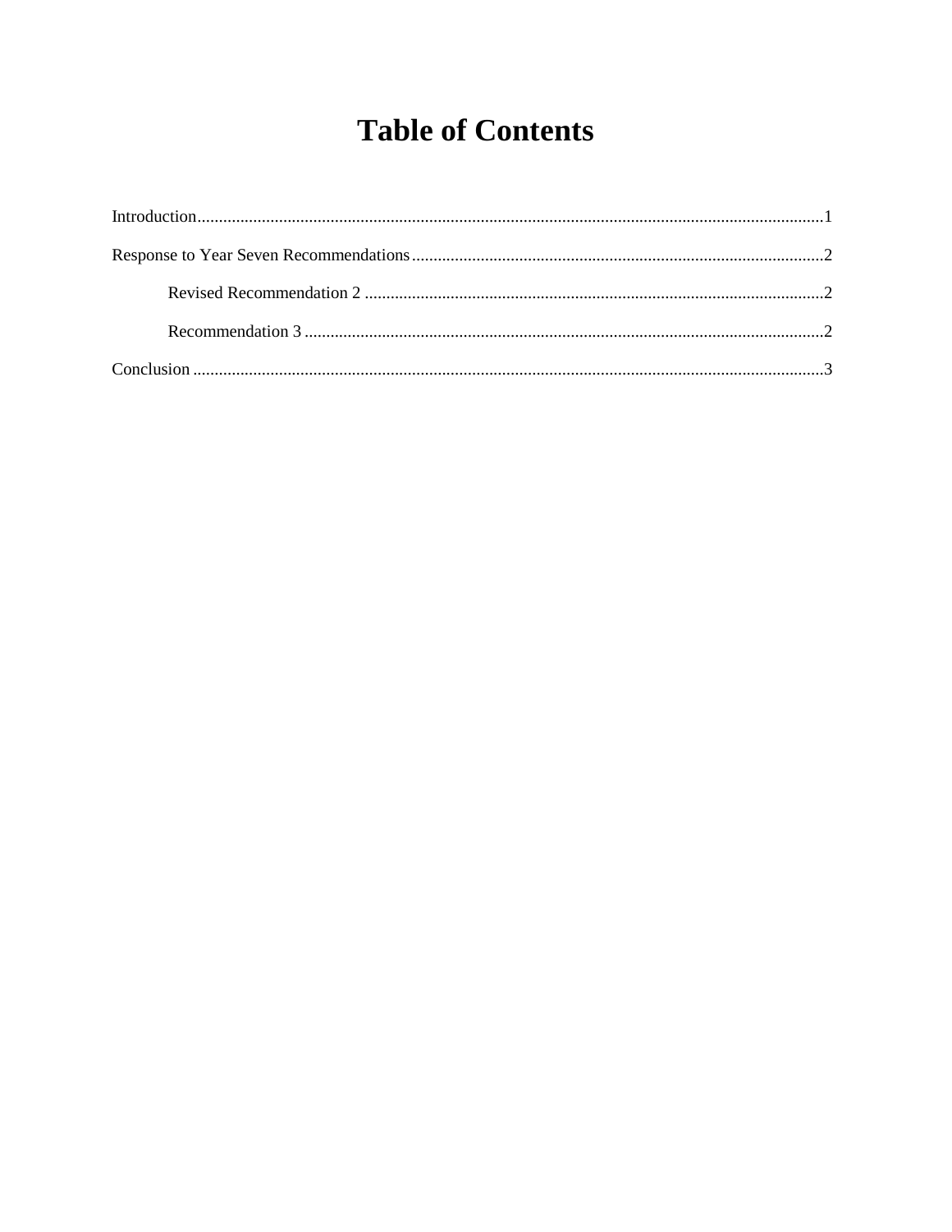# Table of Contents

Introduction......................................................................................................................................1

Response to Year Seven Recommendations.................................................................................2

    Revised Recommendation 2 ..........................................................................................2

    Recommendation 3 .......................................................................................................2

Conclusion .......................................................................................................................................3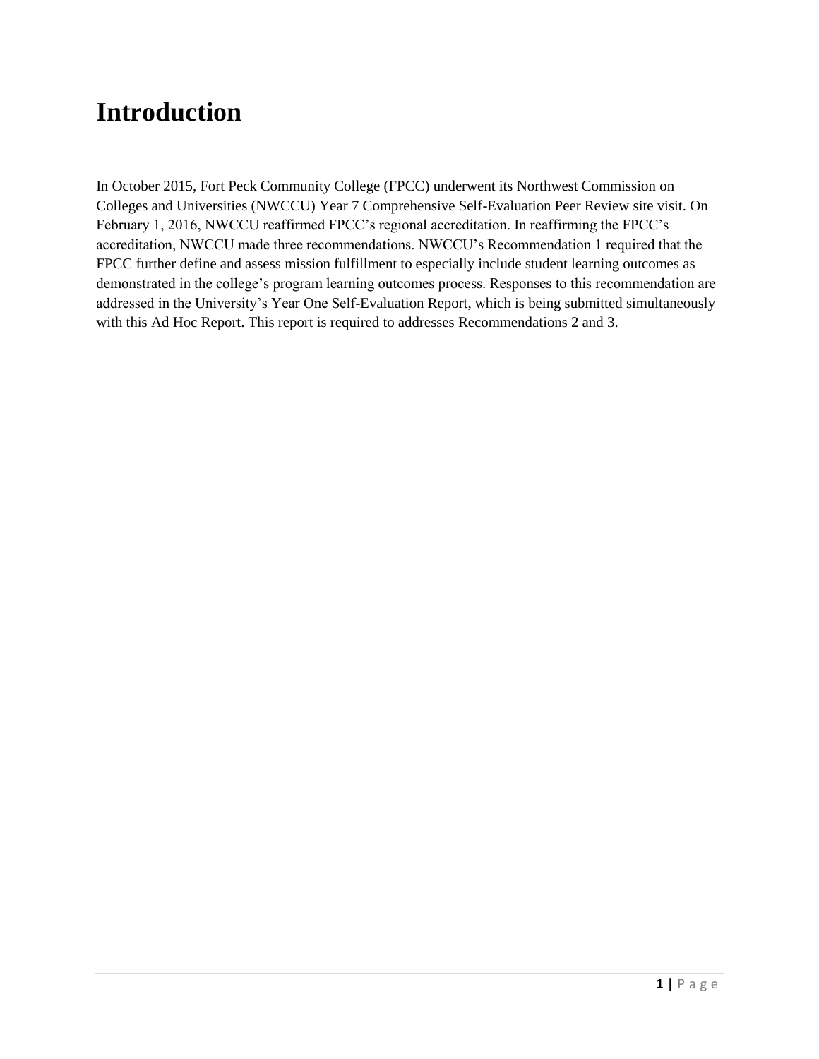# Introduction

In October 2015, Fort Peck Community College (FPCC) underwent its Northwest Commission on Colleges and Universities (NWCCU) Year 7 Comprehensive Self-Evaluation Peer Review site visit. On February 1, 2016, NWCCU reaffirmed FPCC's regional accreditation. In reaffirming the FPCC's accreditation, NWCCU made three recommendations. NWCCU's Recommendation 1 required that the FPCC further define and assess mission fulfillment to especially include student learning outcomes as demonstrated in the college's program learning outcomes process. Responses to this recommendation are addressed in the University's Year One Self-Evaluation Report, which is being submitted simultaneously with this Ad Hoc Report. This report is required to addresses Recommendations 2 and 3.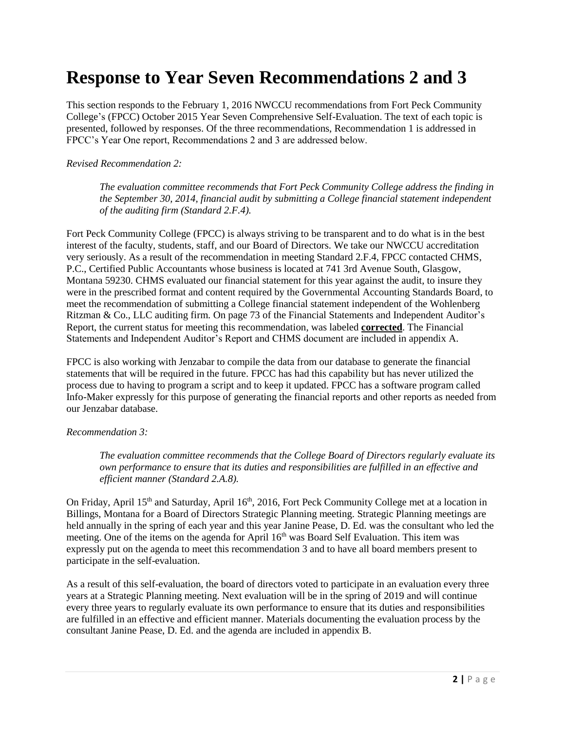# Response to Year Seven Recommendations 2 and 3

This section responds to the February 1, 2016 NWCCU recommendations from Fort Peck Community College's (FPCC) October 2015 Year Seven Comprehensive Self-Evaluation. The text of each topic is presented, followed by responses. Of the three recommendations, Recommendation 1 is addressed in FPCC's Year One report, Recommendations 2 and 3 are addressed below.

*Revised Recommendation 2:*

> *The evaluation committee recommends that Fort Peck Community College address the finding in the September 30, 2014, financial audit by submitting a College financial statement independent of the auditing firm (Standard 2.F.4).*

Fort Peck Community College (FPCC) is always striving to be transparent and to do what is in the best interest of the faculty, students, staff, and our Board of Directors. We take our NWCCU accreditation very seriously. As a result of the recommendation in meeting Standard 2.F.4, FPCC contacted CHMS, P.C., Certified Public Accountants whose business is located at 741 3rd Avenue South, Glasgow, Montana 59230. CHMS evaluated our financial statement for this year against the audit, to insure they were in the prescribed format and content required by the Governmental Accounting Standards Board, to meet the recommendation of submitting a College financial statement independent of the Wohlenberg Ritzman & Co., LLC auditing firm. On page 73 of the Financial Statements and Independent Auditor's Report, the current status for meeting this recommendation, was labeled **corrected**. The Financial Statements and Independent Auditor's Report and CHMS document are included in appendix A.

FPCC is also working with Jenzabar to compile the data from our database to generate the financial statements that will be required in the future. FPCC has had this capability but has never utilized the process due to having to program a script and to keep it updated. FPCC has a software program called Info-Maker expressly for this purpose of generating the financial reports and other reports as needed from our Jenzabar database.

*Recommendation 3:*

> *The evaluation committee recommends that the College Board of Directors regularly evaluate its own performance to ensure that its duties and responsibilities are fulfilled in an effective and efficient manner (Standard 2.A.8).*

On Friday, April 15th and Saturday, April 16th, 2016, Fort Peck Community College met at a location in Billings, Montana for a Board of Directors Strategic Planning meeting. Strategic Planning meetings are held annually in the spring of each year and this year Janine Pease, D. Ed. was the consultant who led the meeting. One of the items on the agenda for April 16th was Board Self Evaluation. This item was expressly put on the agenda to meet this recommendation 3 and to have all board members present to participate in the self-evaluation.

As a result of this self-evaluation, the board of directors voted to participate in an evaluation every three years at a Strategic Planning meeting. Next evaluation will be in the spring of 2019 and will continue every three years to regularly evaluate its own performance to ensure that its duties and responsibilities are fulfilled in an effective and efficient manner. Materials documenting the evaluation process by the consultant Janine Pease, D. Ed. and the agenda are included in appendix B.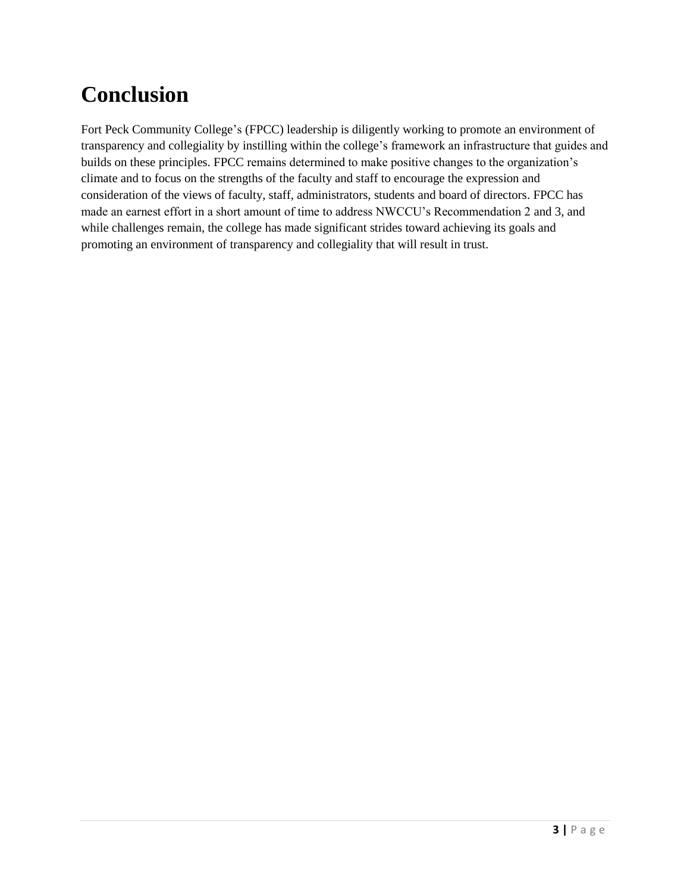# Conclusion

Fort Peck Community College's (FPCC) leadership is diligently working to promote an environment of transparency and collegiality by instilling within the college's framework an infrastructure that guides and builds on these principles. FPCC remains determined to make positive changes to the organization's climate and to focus on the strengths of the faculty and staff to encourage the expression and consideration of the views of faculty, staff, administrators, students and board of directors. FPCC has made an earnest effort in a short amount of time to address NWCCU's Recommendation 2 and 3, and while challenges remain, the college has made significant strides toward achieving its goals and promoting an environment of transparency and collegiality that will result in trust.